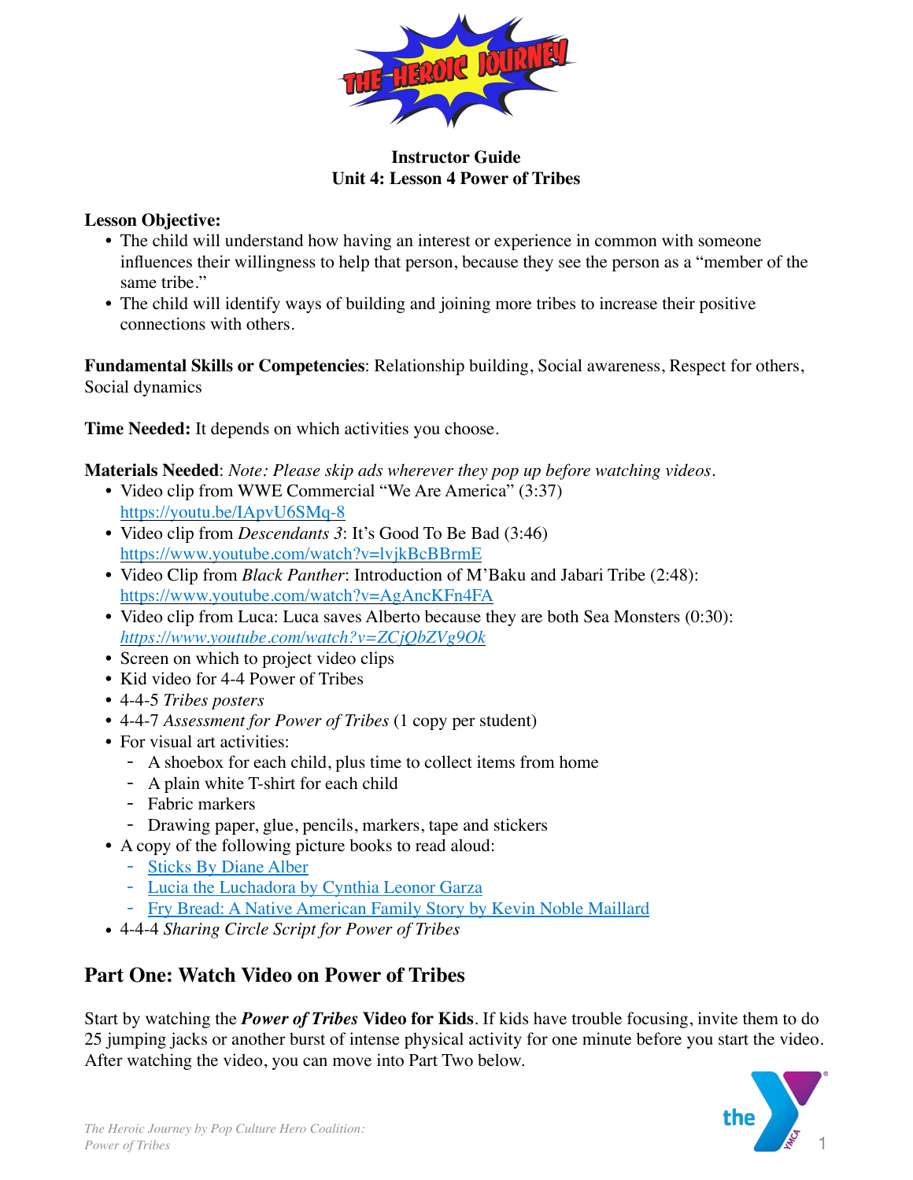**Instructor Guide**
**Unit 4: Lesson 4 Power of Tribes**

**Lesson Objective:**

- The child will understand how having an interest or experience in common with someone influences their willingness to help that person, because they see the person as a "member of the same tribe."
- The child will identify ways of building and joining more tribes to increase their positive connections with others.

**Fundamental Skills or Competencies**: Relationship building, Social awareness, Respect for others, Social dynamics

**Time Needed:** It depends on which activities you choose.

**Materials Needed**: *Note: Please skip ads wherever they pop up before watching videos.*

- Video clip from WWE Commercial "We Are America" (3:37) https://youtu.be/IApvU6SMq-8
- Video clip from *Descendants 3*: It's Good To Be Bad (3:46) https://www.youtube.com/watch?v=lvjkBcBBrmE
- Video Clip from *Black Panther*: Introduction of M'Baku and Jabari Tribe (2:48): https://www.youtube.com/watch?v=AgAncKFn4FA
- Video clip from Luca: Luca saves Alberto because they are both Sea Monsters (0:30): *https://www.youtube.com/watch?v=ZCjQbZVg9Ok*
- Screen on which to project video clips
- Kid video for 4-4 Power of Tribes
- 4-4-5 *Tribes posters*
- 4-4-7 *Assessment for Power of Tribes* (1 copy per student)
- For visual art activities:
  - A shoebox for each child, plus time to collect items from home
  - A plain white T-shirt for each child
  - Fabric markers
  - Drawing paper, glue, pencils, markers, tape and stickers
- A copy of the following picture books to read aloud:
  - Sticks By Diane Alber
  - Lucia the Luchadora by Cynthia Leonor Garza
  - Fry Bread: A Native American Family Story by Kevin Noble Maillard
- 4-4-4 *Sharing Circle Script for Power of Tribes*

## Part One: Watch Video on Power of Tribes

Start by watching the ***Power of Tribes* Video for Kids**. If kids have trouble focusing, invite them to do 25 jumping jacks or another burst of intense physical activity for one minute before you start the video. After watching the video, you can move into Part Two below.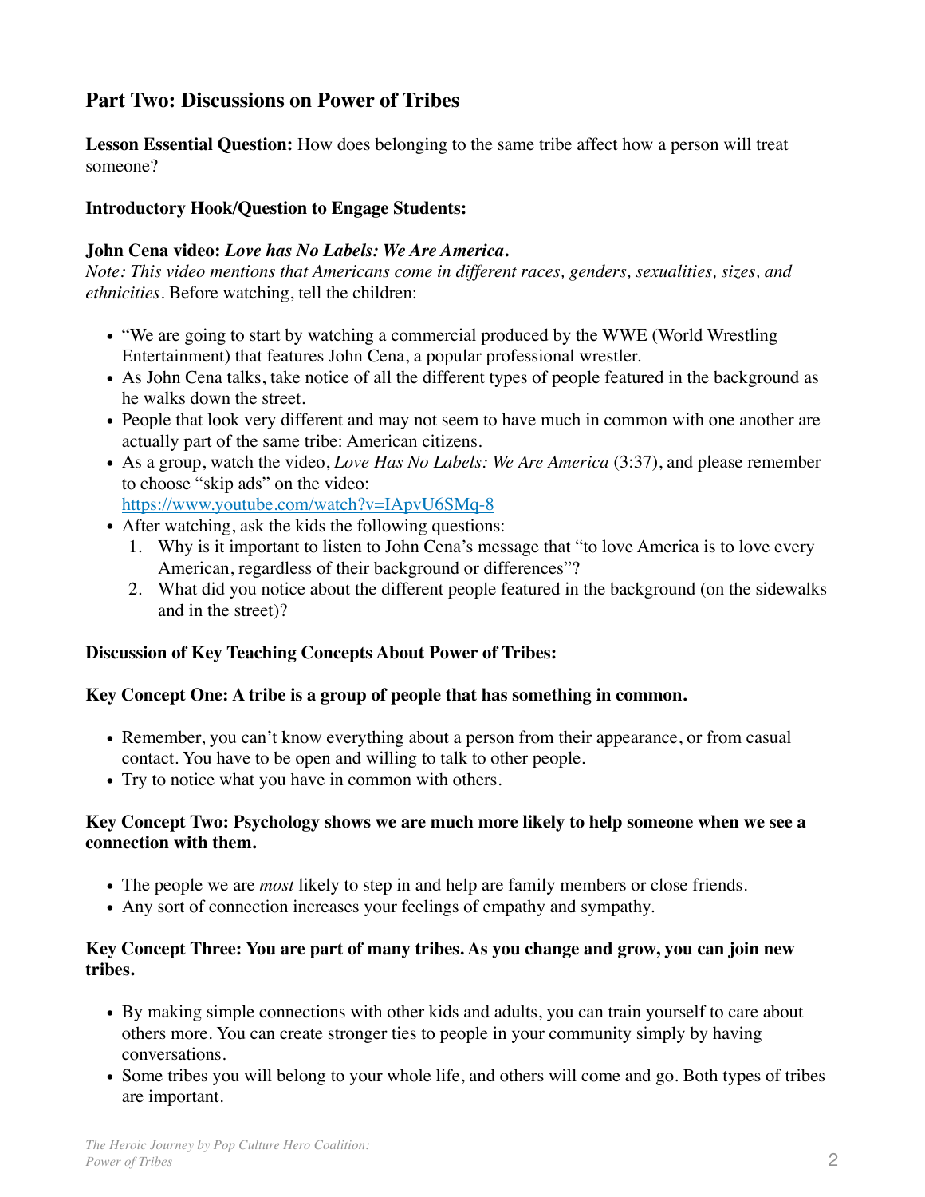## Part Two: Discussions on Power of Tribes

**Lesson Essential Question:** How does belonging to the same tribe affect how a person will treat someone?

**Introductory Hook/Question to Engage Students:**

**John Cena video:** ***Love has No Labels: We Are America.***
*Note: This video mentions that Americans come in different races, genders, sexualities, sizes, and ethnicities.* Before watching, tell the children:

- "We are going to start by watching a commercial produced by the WWE (World Wrestling Entertainment) that features John Cena, a popular professional wrestler.
- As John Cena talks, take notice of all the different types of people featured in the background as he walks down the street.
- People that look very different and may not seem to have much in common with one another are actually part of the same tribe: American citizens.
- As a group, watch the video, *Love Has No Labels: We Are America* (3:37), and please remember to choose "skip ads" on the video: [https://www.youtube.com/watch?v=IApvU6SMq-8](https://www.youtube.com/watch?v=IApvU6SMq-8)
- After watching, ask the kids the following questions:
  1. Why is it important to listen to John Cena's message that "to love America is to love every American, regardless of their background or differences"?
  2. What did you notice about the different people featured in the background (on the sidewalks and in the street)?

**Discussion of Key Teaching Concepts About Power of Tribes:**

**Key Concept One: A tribe is a group of people that has something in common.**

- Remember, you can't know everything about a person from their appearance, or from casual contact. You have to be open and willing to talk to other people.
- Try to notice what you have in common with others.

**Key Concept Two: Psychology shows we are much more likely to help someone when we see a connection with them.**

- The people we are *most* likely to step in and help are family members or close friends.
- Any sort of connection increases your feelings of empathy and sympathy.

**Key Concept Three: You are part of many tribes. As you change and grow, you can join new tribes.**

- By making simple connections with other kids and adults, you can train yourself to care about others more. You can create stronger ties to people in your community simply by having conversations.
- Some tribes you will belong to your whole life, and others will come and go. Both types of tribes are important.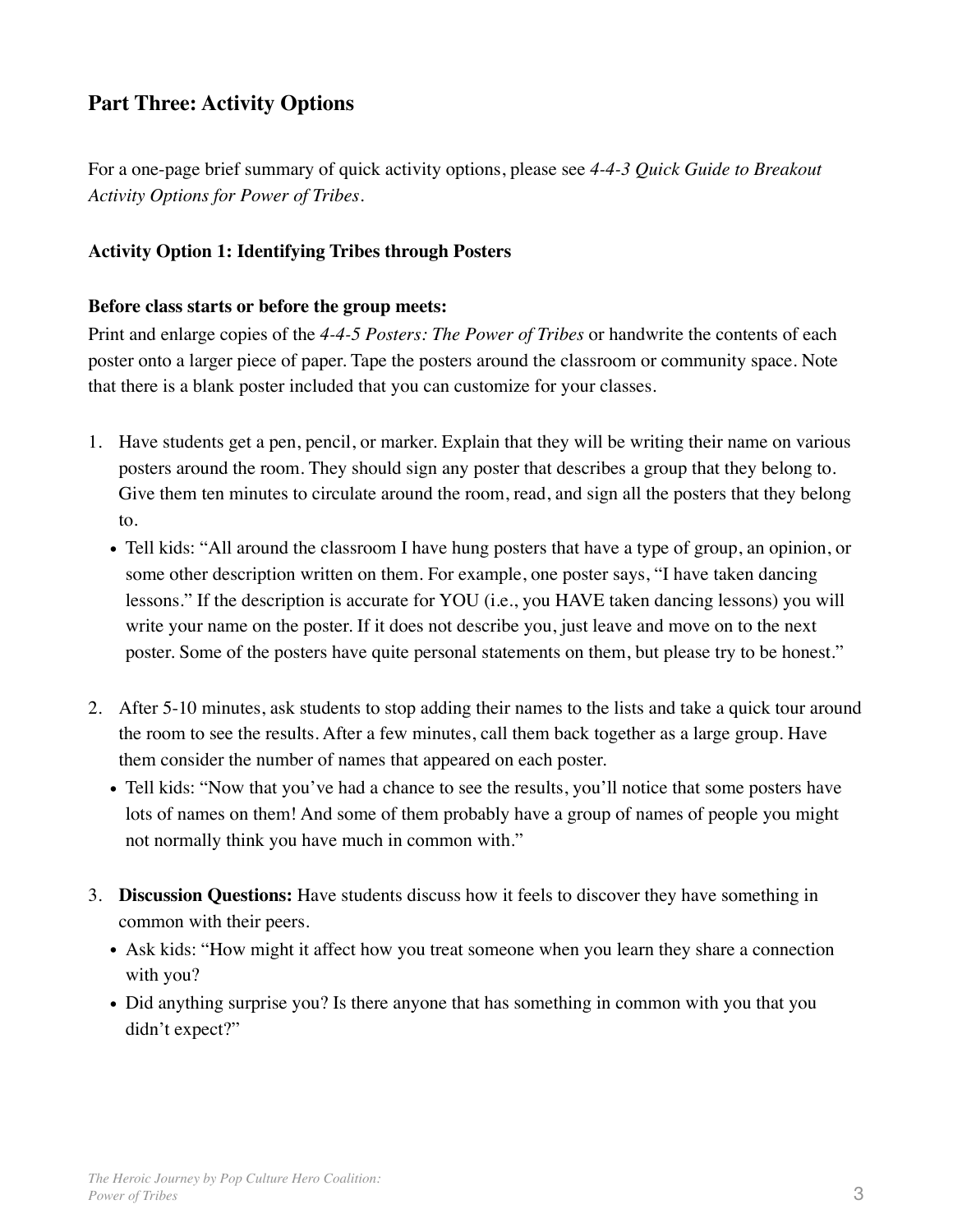## Part Three: Activity Options

For a one-page brief summary of quick activity options, please see *4-4-3 Quick Guide to Breakout Activity Options for Power of Tribes*.

### Activity Option 1: Identifying Tribes through Posters

**Before class starts or before the group meets:**
Print and enlarge copies of the *4-4-5 Posters: The Power of Tribes* or handwrite the contents of each poster onto a larger piece of paper. Tape the posters around the classroom or community space. Note that there is a blank poster included that you can customize for your classes.

1. Have students get a pen, pencil, or marker. Explain that they will be writing their name on various posters around the room. They should sign any poster that describes a group that they belong to. Give them ten minutes to circulate around the room, read, and sign all the posters that they belong to.
   - Tell kids: "All around the classroom I have hung posters that have a type of group, an opinion, or some other description written on them. For example, one poster says, "I have taken dancing lessons." If the description is accurate for YOU (i.e., you HAVE taken dancing lessons) you will write your name on the poster. If it does not describe you, just leave and move on to the next poster. Some of the posters have quite personal statements on them, but please try to be honest."

2. After 5-10 minutes, ask students to stop adding their names to the lists and take a quick tour around the room to see the results. After a few minutes, call them back together as a large group. Have them consider the number of names that appeared on each poster.
   - Tell kids: "Now that you've had a chance to see the results, you'll notice that some posters have lots of names on them! And some of them probably have a group of names of people you might not normally think you have much in common with."

3. **Discussion Questions:** Have students discuss how it feels to discover they have something in common with their peers.
   - Ask kids: "How might it affect how you treat someone when you learn they share a connection with you?
   - Did anything surprise you? Is there anyone that has something in common with you that you didn't expect?"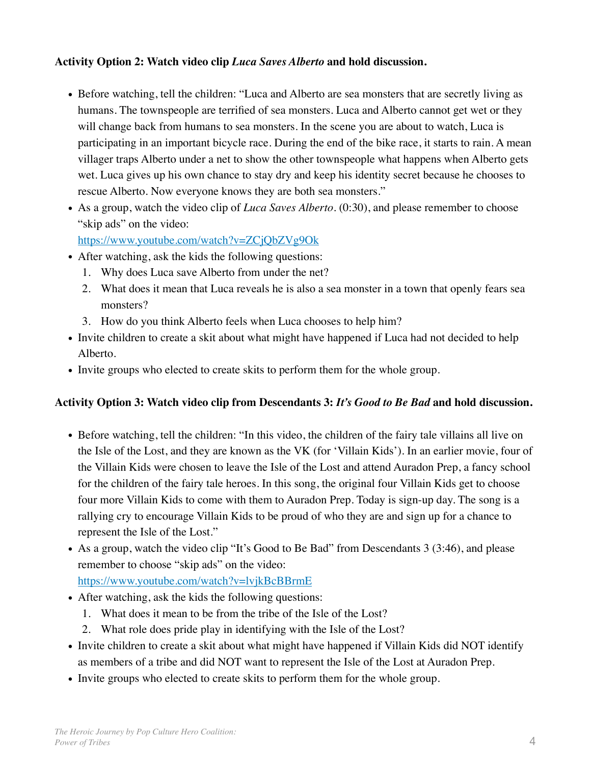**Activity Option 2: Watch video clip *Luca Saves Alberto* and hold discussion.**

- Before watching, tell the children: "Luca and Alberto are sea monsters that are secretly living as humans. The townspeople are terrified of sea monsters. Luca and Alberto cannot get wet or they will change back from humans to sea monsters. In the scene you are about to watch, Luca is participating in an important bicycle race. During the end of the bike race, it starts to rain. A mean villager traps Alberto under a net to show the other townspeople what happens when Alberto gets wet. Luca gives up his own chance to stay dry and keep his identity secret because he chooses to rescue Alberto. Now everyone knows they are both sea monsters."
- As a group, watch the video clip of *Luca Saves Alberto*. (0:30), and please remember to choose "skip ads" on the video: https://www.youtube.com/watch?v=ZCjQbZVg9Ok
- After watching, ask the kids the following questions:
  1. Why does Luca save Alberto from under the net?
  2. What does it mean that Luca reveals he is also a sea monster in a town that openly fears sea monsters?
  3. How do you think Alberto feels when Luca chooses to help him?
- Invite children to create a skit about what might have happened if Luca had not decided to help Alberto.
- Invite groups who elected to create skits to perform them for the whole group.

**Activity Option 3: Watch video clip from Descendants 3: *It's Good to Be Bad* and hold discussion.**

- Before watching, tell the children: "In this video, the children of the fairy tale villains all live on the Isle of the Lost, and they are known as the VK (for 'Villain Kids'). In an earlier movie, four of the Villain Kids were chosen to leave the Isle of the Lost and attend Auradon Prep, a fancy school for the children of the fairy tale heroes. In this song, the original four Villain Kids get to choose four more Villain Kids to come with them to Auradon Prep. Today is sign-up day. The song is a rallying cry to encourage Villain Kids to be proud of who they are and sign up for a chance to represent the Isle of the Lost."
- As a group, watch the video clip "It's Good to Be Bad" from Descendants 3 (3:46), and please remember to choose "skip ads" on the video: https://www.youtube.com/watch?v=lvjkBcBBrmE
- After watching, ask the kids the following questions:
  1. What does it mean to be from the tribe of the Isle of the Lost?
  2. What role does pride play in identifying with the Isle of the Lost?
- Invite children to create a skit about what might have happened if Villain Kids did NOT identify as members of a tribe and did NOT want to represent the Isle of the Lost at Auradon Prep.
- Invite groups who elected to create skits to perform them for the whole group.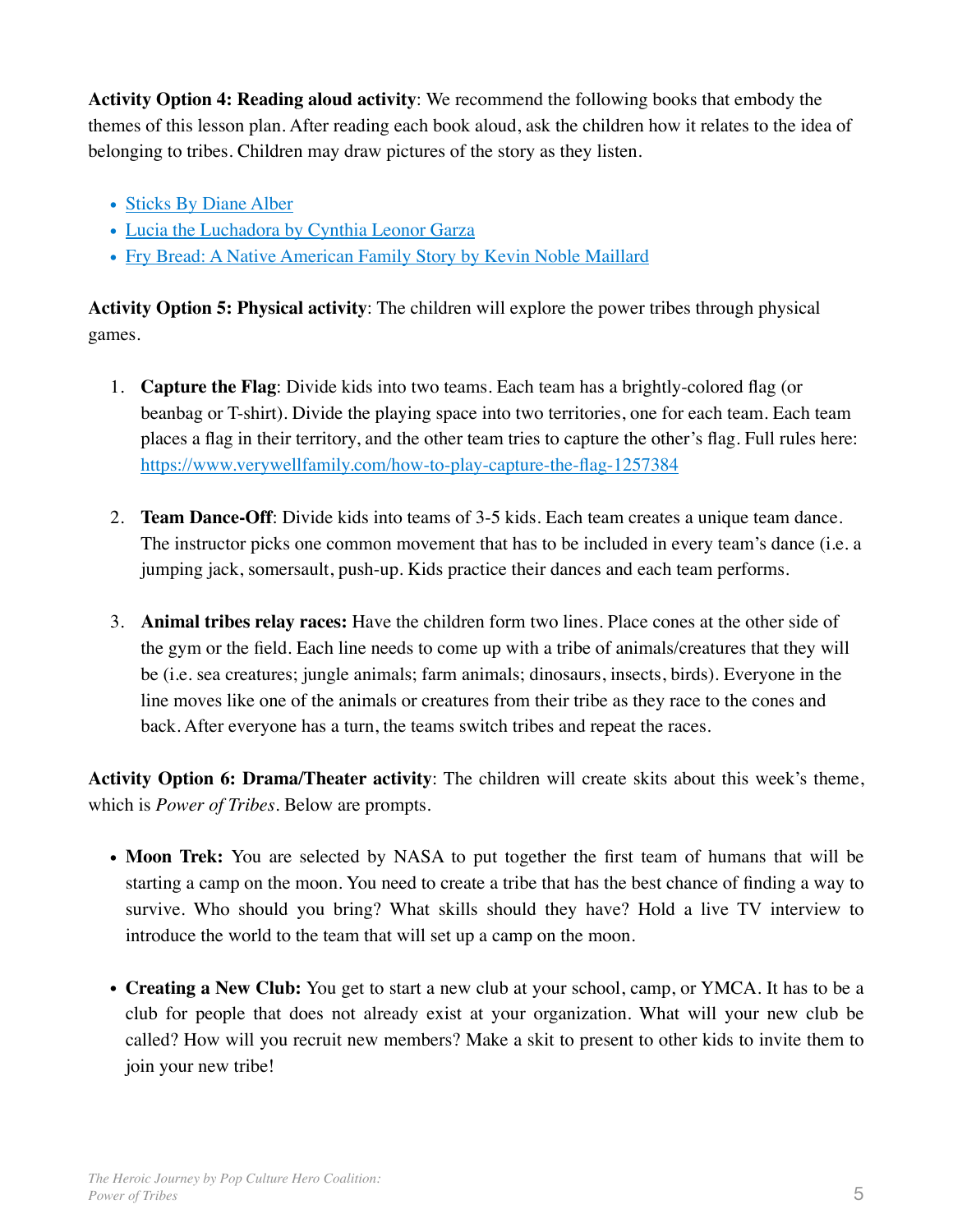**Activity Option 4: Reading aloud activity**: We recommend the following books that embody the themes of this lesson plan. After reading each book aloud, ask the children how it relates to the idea of belonging to tribes. Children may draw pictures of the story as they listen.

- Sticks By Diane Alber
- Lucia the Luchadora by Cynthia Leonor Garza
- Fry Bread: A Native American Family Story by Kevin Noble Maillard

**Activity Option 5: Physical activity**: The children will explore the power tribes through physical games.

1. **Capture the Flag**: Divide kids into two teams. Each team has a brightly-colored flag (or beanbag or T-shirt). Divide the playing space into two territories, one for each team. Each team places a flag in their territory, and the other team tries to capture the other's flag. Full rules here: https://www.verywellfamily.com/how-to-play-capture-the-flag-1257384

2. **Team Dance-Off**: Divide kids into teams of 3-5 kids. Each team creates a unique team dance. The instructor picks one common movement that has to be included in every team's dance (i.e. a jumping jack, somersault, push-up. Kids practice their dances and each team performs.

3. **Animal tribes relay races:** Have the children form two lines. Place cones at the other side of the gym or the field. Each line needs to come up with a tribe of animals/creatures that they will be (i.e. sea creatures; jungle animals; farm animals; dinosaurs, insects, birds). Everyone in the line moves like one of the animals or creatures from their tribe as they race to the cones and back. After everyone has a turn, the teams switch tribes and repeat the races.

**Activity Option 6: Drama/Theater activity**: The children will create skits about this week's theme, which is *Power of Tribes*. Below are prompts.

- **Moon Trek:** You are selected by NASA to put together the first team of humans that will be starting a camp on the moon. You need to create a tribe that has the best chance of finding a way to survive. Who should you bring? What skills should they have? Hold a live TV interview to introduce the world to the team that will set up a camp on the moon.

- **Creating a New Club:** You get to start a new club at your school, camp, or YMCA. It has to be a club for people that does not already exist at your organization. What will your new club be called? How will you recruit new members? Make a skit to present to other kids to invite them to join your new tribe!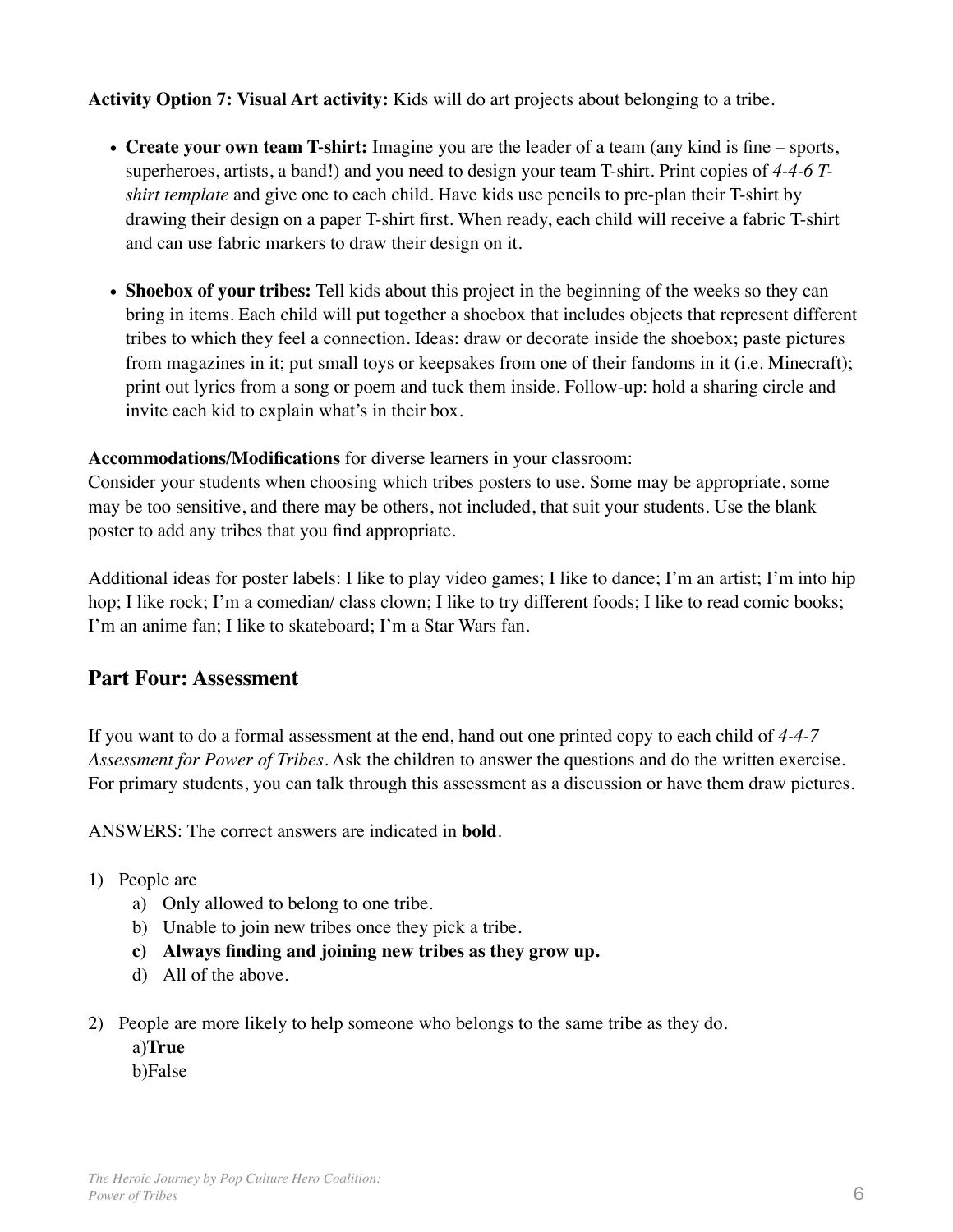**Activity Option 7: Visual Art activity:** Kids will do art projects about belonging to a tribe.

- **Create your own team T-shirt:** Imagine you are the leader of a team (any kind is fine – sports, superheroes, artists, a band!) and you need to design your team T-shirt. Print copies of *4-4-6 T-shirt template* and give one to each child. Have kids use pencils to pre-plan their T-shirt by drawing their design on a paper T-shirt first. When ready, each child will receive a fabric T-shirt and can use fabric markers to draw their design on it.

- **Shoebox of your tribes:** Tell kids about this project in the beginning of the weeks so they can bring in items. Each child will put together a shoebox that includes objects that represent different tribes to which they feel a connection. Ideas: draw or decorate inside the shoebox; paste pictures from magazines in it; put small toys or keepsakes from one of their fandoms in it (i.e. Minecraft); print out lyrics from a song or poem and tuck them inside. Follow-up: hold a sharing circle and invite each kid to explain what's in their box.

**Accommodations/Modifications** for diverse learners in your classroom:
Consider your students when choosing which tribes posters to use. Some may be appropriate, some may be too sensitive, and there may be others, not included, that suit your students. Use the blank poster to add any tribes that you find appropriate.

Additional ideas for poster labels: I like to play video games; I like to dance; I'm an artist; I'm into hip hop; I like rock; I'm a comedian/ class clown; I like to try different foods; I like to read comic books; I'm an anime fan; I like to skateboard; I'm a Star Wars fan.

## Part Four: Assessment

If you want to do a formal assessment at the end, hand out one printed copy to each child of *4-4-7 Assessment for Power of Tribes*. Ask the children to answer the questions and do the written exercise. For primary students, you can talk through this assessment as a discussion or have them draw pictures.

ANSWERS: The correct answers are indicated in **bold**.

1) People are
    a) Only allowed to belong to one tribe.
    b) Unable to join new tribes once they pick a tribe.
    **c) Always finding and joining new tribes as they grow up.**
    d) All of the above.

2) People are more likely to help someone who belongs to the same tribe as they do.
    a)**True**
    b)False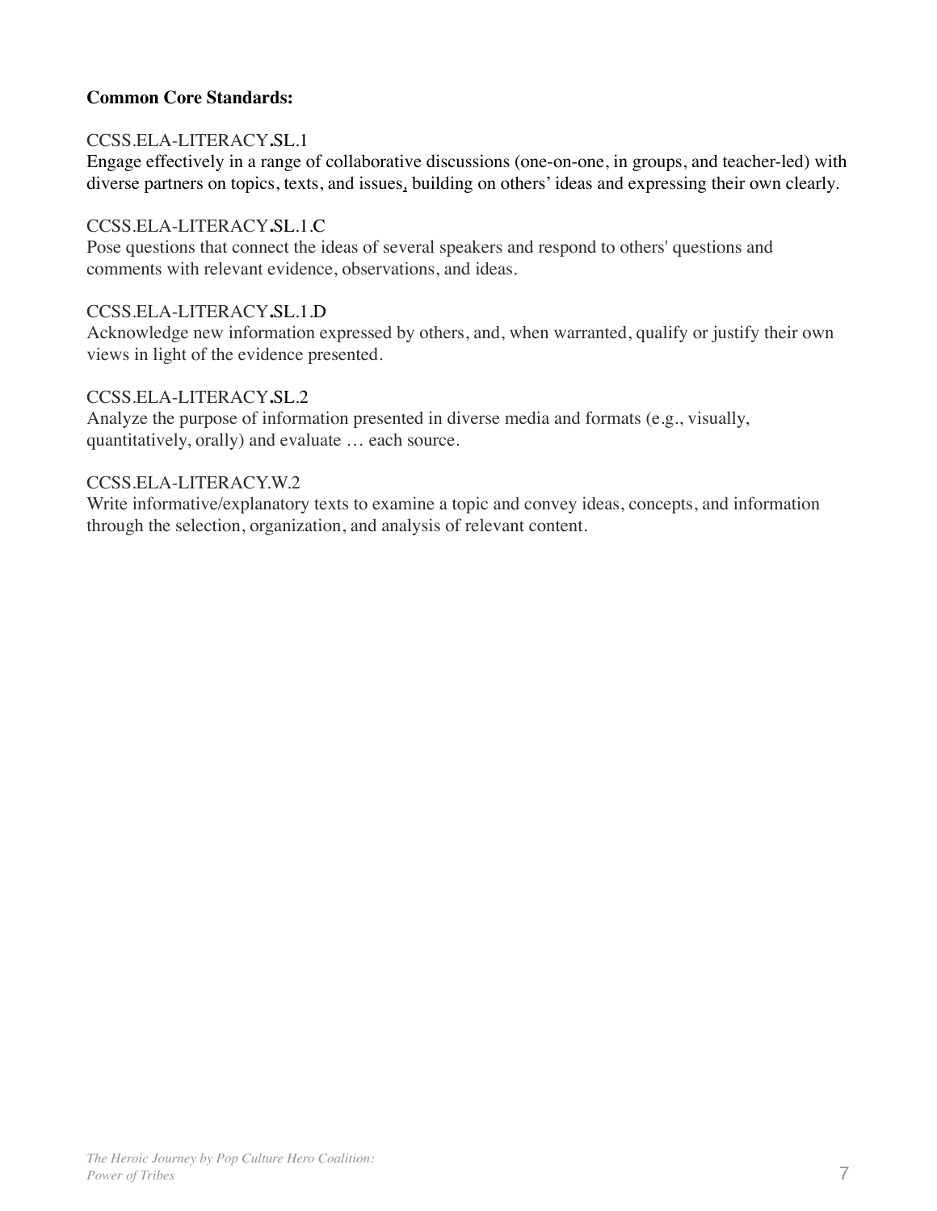**Common Core Standards:**

CCSS.ELA-LITERACY.SL.1
Engage effectively in a range of collaborative discussions (one-on-one, in groups, and teacher-led) with diverse partners on topics, texts, and issues, building on others' ideas and expressing their own clearly.

CCSS.ELA-LITERACY.SL.1.C
Pose questions that connect the ideas of several speakers and respond to others' questions and comments with relevant evidence, observations, and ideas.

CCSS.ELA-LITERACY.SL.1.D
Acknowledge new information expressed by others, and, when warranted, qualify or justify their own views in light of the evidence presented.

CCSS.ELA-LITERACY.SL.2
Analyze the purpose of information presented in diverse media and formats (e.g., visually, quantitatively, orally) and evaluate … each source.

CCSS.ELA-LITERACY.W.2
Write informative/explanatory texts to examine a topic and convey ideas, concepts, and information through the selection, organization, and analysis of relevant content.